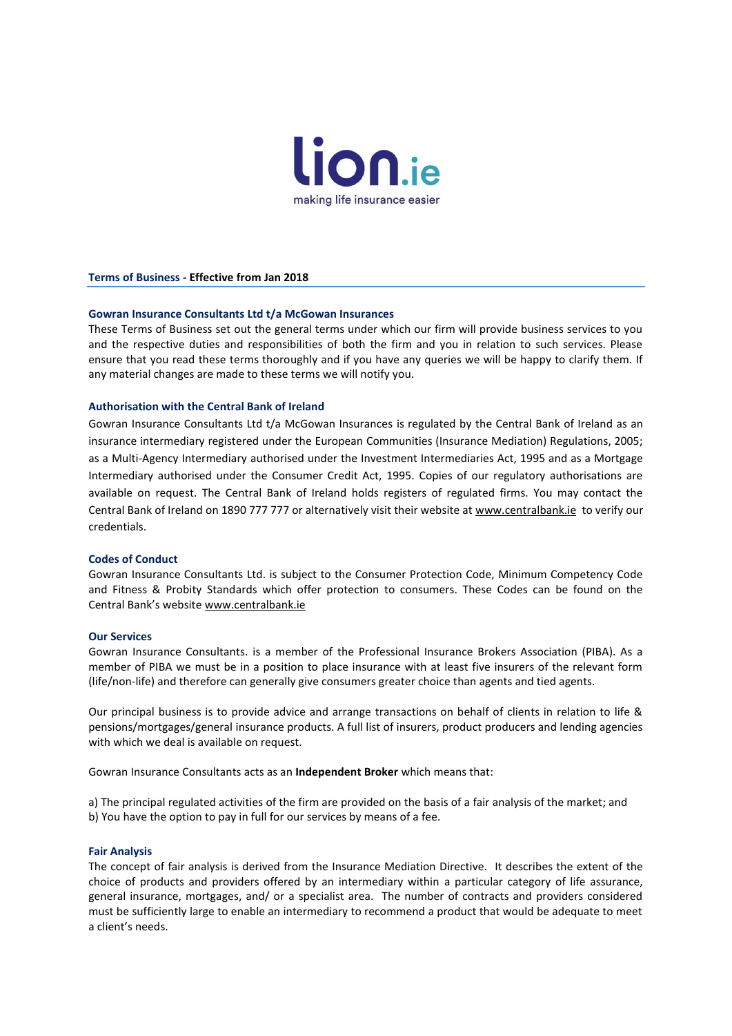lion.ie

making life insurance easier

## Terms of Business - Effective from Jan 2018

### Gowran Insurance Consultants Ltd t/a McGowan Insurances

These Terms of Business set out the general terms under which our firm will provide business services to you and the respective duties and responsibilities of both the firm and you in relation to such services. Please ensure that you read these terms thoroughly and if you have any queries we will be happy to clarify them. If any material changes are made to these terms we will notify you.

### Authorisation with the Central Bank of Ireland

Gowran Insurance Consultants Ltd t/a McGowan Insurances is regulated by the Central Bank of Ireland as an insurance intermediary registered under the European Communities (Insurance Mediation) Regulations, 2005; as a Multi-Agency Intermediary authorised under the Investment Intermediaries Act, 1995 and as a Mortgage Intermediary authorised under the Consumer Credit Act, 1995. Copies of our regulatory authorisations are available on request. The Central Bank of Ireland holds registers of regulated firms. You may contact the Central Bank of Ireland on 1890 777 777 or alternatively visit their website at www.centralbank.ie to verify our credentials.

### Codes of Conduct

Gowran Insurance Consultants Ltd. is subject to the Consumer Protection Code, Minimum Competency Code and Fitness & Probity Standards which offer protection to consumers. These Codes can be found on the Central Bank's website www.centralbank.ie

### Our Services

Gowran Insurance Consultants. is a member of the Professional Insurance Brokers Association (PIBA). As a member of PIBA we must be in a position to place insurance with at least five insurers of the relevant form (life/non-life) and therefore can generally give consumers greater choice than agents and tied agents.

Our principal business is to provide advice and arrange transactions on behalf of clients in relation to life & pensions/mortgages/general insurance products. A full list of insurers, product producers and lending agencies with which we deal is available on request.

Gowran Insurance Consultants acts as an **Independent Broker** which means that:

a) The principal regulated activities of the firm are provided on the basis of a fair analysis of the market; and
b) You have the option to pay in full for our services by means of a fee.

### Fair Analysis

The concept of fair analysis is derived from the Insurance Mediation Directive. It describes the extent of the choice of products and providers offered by an intermediary within a particular category of life assurance, general insurance, mortgages, and/ or a specialist area. The number of contracts and providers considered must be sufficiently large to enable an intermediary to recommend a product that would be adequate to meet a client's needs.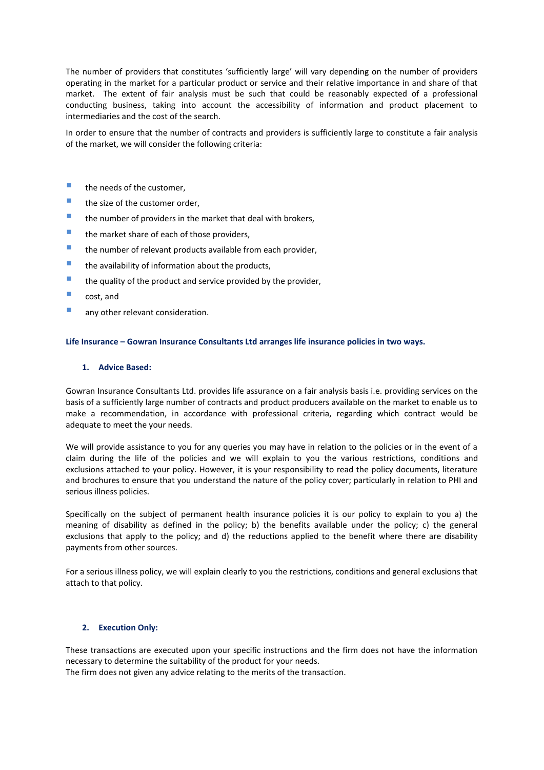The number of providers that constitutes 'sufficiently large' will vary depending on the number of providers operating in the market for a particular product or service and their relative importance in and share of that market. The extent of fair analysis must be such that could be reasonably expected of a professional conducting business, taking into account the accessibility of information and product placement to intermediaries and the cost of the search.

In order to ensure that the number of contracts and providers is sufficiently large to constitute a fair analysis of the market, we will consider the following criteria:

- the needs of the customer,
- the size of the customer order,
- the number of providers in the market that deal with brokers,
- the market share of each of those providers,
- the number of relevant products available from each provider,
- the availability of information about the products,
- the quality of the product and service provided by the provider,
- cost, and
- any other relevant consideration.

**Life Insurance – Gowran Insurance Consultants Ltd arranges life insurance policies in two ways.**

**1. Advice Based:**

Gowran Insurance Consultants Ltd. provides life assurance on a fair analysis basis i.e. providing services on the basis of a sufficiently large number of contracts and product producers available on the market to enable us to make a recommendation, in accordance with professional criteria, regarding which contract would be adequate to meet the your needs.

We will provide assistance to you for any queries you may have in relation to the policies or in the event of a claim during the life of the policies and we will explain to you the various restrictions, conditions and exclusions attached to your policy. However, it is your responsibility to read the policy documents, literature and brochures to ensure that you understand the nature of the policy cover; particularly in relation to PHI and serious illness policies.

Specifically on the subject of permanent health insurance policies it is our policy to explain to you a) the meaning of disability as defined in the policy; b) the benefits available under the policy; c) the general exclusions that apply to the policy; and d) the reductions applied to the benefit where there are disability payments from other sources.

For a serious illness policy, we will explain clearly to you the restrictions, conditions and general exclusions that attach to that policy.

**2. Execution Only:**

These transactions are executed upon your specific instructions and the firm does not have the information necessary to determine the suitability of the product for your needs.
The firm does not given any advice relating to the merits of the transaction.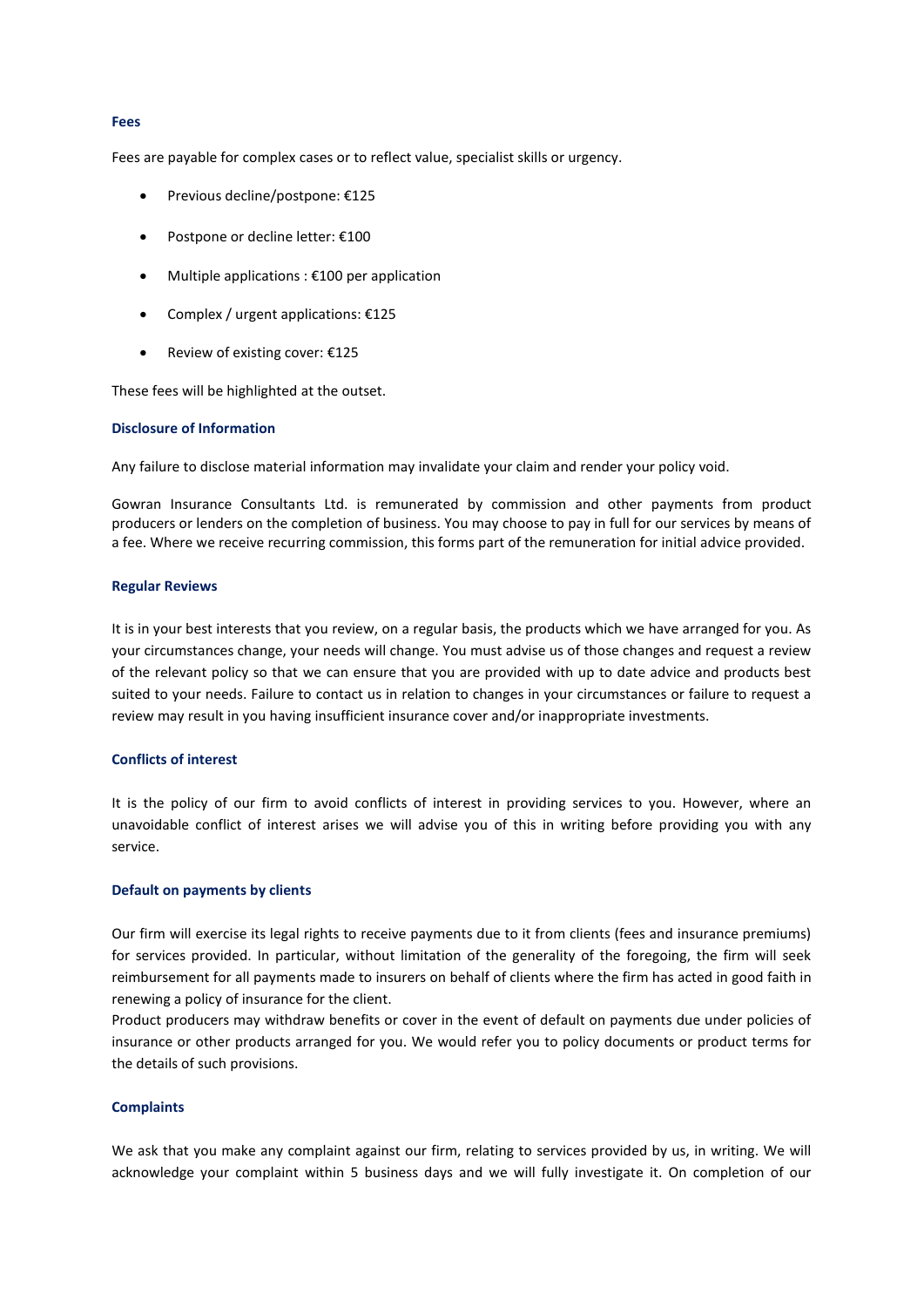## Fees

Fees are payable for complex cases or to reflect value, specialist skills or urgency.

- Previous decline/postpone: €125
- Postpone or decline letter: €100
- Multiple applications : €100 per application
- Complex / urgent applications: €125
- Review of existing cover: €125

These fees will be highlighted at the outset.

## Disclosure of Information

Any failure to disclose material information may invalidate your claim and render your policy void.

Gowran Insurance Consultants Ltd. is remunerated by commission and other payments from product producers or lenders on the completion of business. You may choose to pay in full for our services by means of a fee. Where we receive recurring commission, this forms part of the remuneration for initial advice provided.

## Regular Reviews

It is in your best interests that you review, on a regular basis, the products which we have arranged for you. As your circumstances change, your needs will change. You must advise us of those changes and request a review of the relevant policy so that we can ensure that you are provided with up to date advice and products best suited to your needs. Failure to contact us in relation to changes in your circumstances or failure to request a review may result in you having insufficient insurance cover and/or inappropriate investments.

## Conflicts of interest

It is the policy of our firm to avoid conflicts of interest in providing services to you. However, where an unavoidable conflict of interest arises we will advise you of this in writing before providing you with any service.

## Default on payments by clients

Our firm will exercise its legal rights to receive payments due to it from clients (fees and insurance premiums) for services provided. In particular, without limitation of the generality of the foregoing, the firm will seek reimbursement for all payments made to insurers on behalf of clients where the firm has acted in good faith in renewing a policy of insurance for the client.
Product producers may withdraw benefits or cover in the event of default on payments due under policies of insurance or other products arranged for you. We would refer you to policy documents or product terms for the details of such provisions.

## Complaints

We ask that you make any complaint against our firm, relating to services provided by us, in writing. We will acknowledge your complaint within 5 business days and we will fully investigate it. On completion of our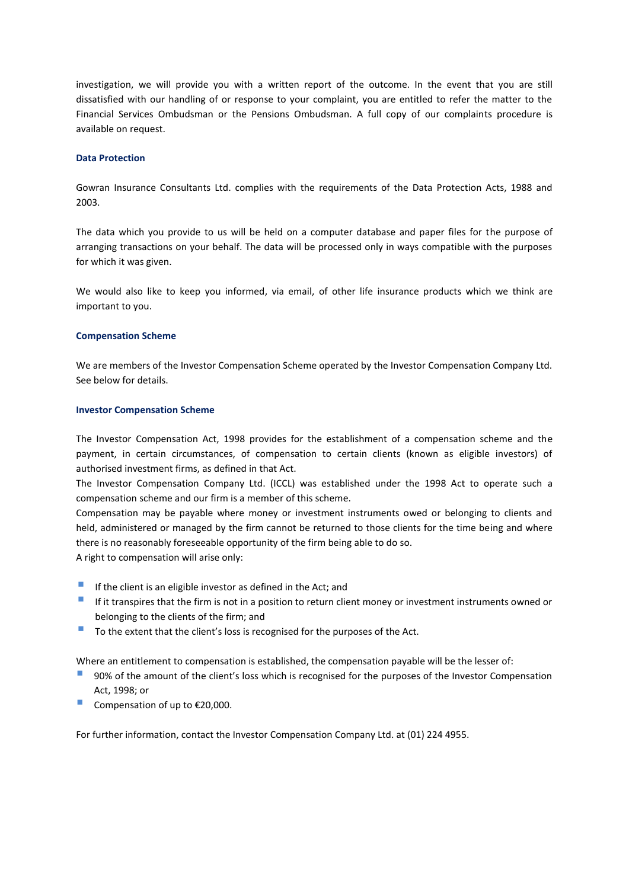investigation, we will provide you with a written report of the outcome. In the event that you are still dissatisfied with our handling of or response to your complaint, you are entitled to refer the matter to the Financial Services Ombudsman or the Pensions Ombudsman. A full copy of our complaints procedure is available on request.

### Data Protection

Gowran Insurance Consultants Ltd. complies with the requirements of the Data Protection Acts, 1988 and 2003.

The data which you provide to us will be held on a computer database and paper files for the purpose of arranging transactions on your behalf. The data will be processed only in ways compatible with the purposes for which it was given.

We would also like to keep you informed, via email, of other life insurance products which we think are important to you.

### Compensation Scheme

We are members of the Investor Compensation Scheme operated by the Investor Compensation Company Ltd. See below for details.

### Investor Compensation Scheme

The Investor Compensation Act, 1998 provides for the establishment of a compensation scheme and the payment, in certain circumstances, of compensation to certain clients (known as eligible investors) of authorised investment firms, as defined in that Act.

The Investor Compensation Company Ltd. (ICCL) was established under the 1998 Act to operate such a compensation scheme and our firm is a member of this scheme.

Compensation may be payable where money or investment instruments owed or belonging to clients and held, administered or managed by the firm cannot be returned to those clients for the time being and where there is no reasonably foreseeable opportunity of the firm being able to do so.

A right to compensation will arise only:

- If the client is an eligible investor as defined in the Act; and
- If it transpires that the firm is not in a position to return client money or investment instruments owned or belonging to the clients of the firm; and
- To the extent that the client's loss is recognised for the purposes of the Act.

Where an entitlement to compensation is established, the compensation payable will be the lesser of:

- 90% of the amount of the client's loss which is recognised for the purposes of the Investor Compensation Act, 1998; or
- Compensation of up to €20,000.

For further information, contact the Investor Compensation Company Ltd. at (01) 224 4955.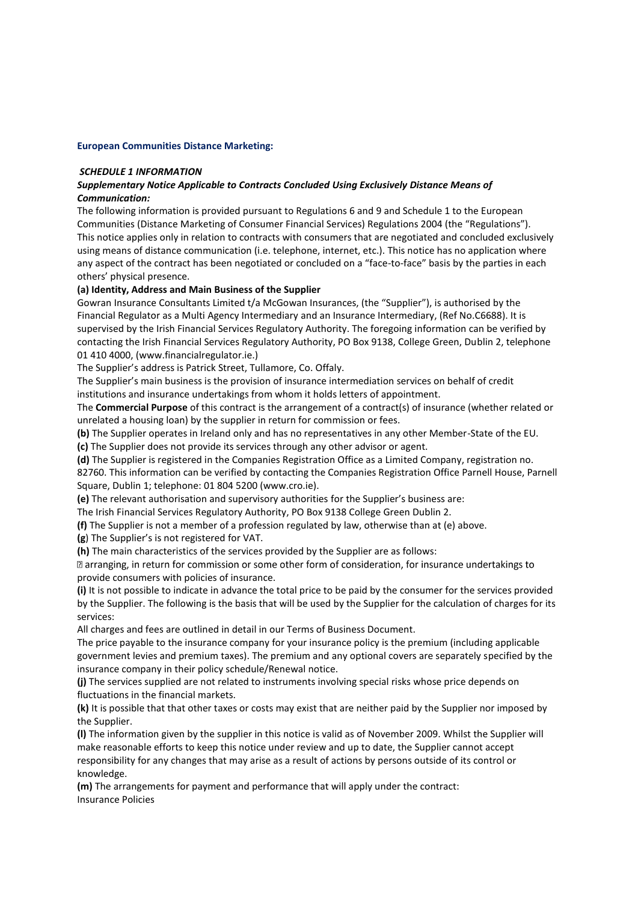**European Communities Distance Marketing:**

***SCHEDULE 1 INFORMATION***

***Supplementary Notice Applicable to Contracts Concluded Using Exclusively Distance Means of Communication:***

The following information is provided pursuant to Regulations 6 and 9 and Schedule 1 to the European Communities (Distance Marketing of Consumer Financial Services) Regulations 2004 (the "Regulations"). This notice applies only in relation to contracts with consumers that are negotiated and concluded exclusively using means of distance communication (i.e. telephone, internet, etc.). This notice has no application where any aspect of the contract has been negotiated or concluded on a "face-to-face" basis by the parties in each others' physical presence.

**(a) Identity, Address and Main Business of the Supplier**

Gowran Insurance Consultants Limited t/a McGowan Insurances, (the "Supplier"), is authorised by the Financial Regulator as a Multi Agency Intermediary and an Insurance Intermediary, (Ref No.C6688). It is supervised by the Irish Financial Services Regulatory Authority. The foregoing information can be verified by contacting the Irish Financial Services Regulatory Authority, PO Box 9138, College Green, Dublin 2, telephone 01 410 4000, (www.financialregulator.ie.)

The Supplier's address is Patrick Street, Tullamore, Co. Offaly.

The Supplier's main business is the provision of insurance intermediation services on behalf of credit institutions and insurance undertakings from whom it holds letters of appointment.

The **Commercial Purpose** of this contract is the arrangement of a contract(s) of insurance (whether related or unrelated a housing loan) by the supplier in return for commission or fees.

**(b)** The Supplier operates in Ireland only and has no representatives in any other Member-State of the EU.

**(c)** The Supplier does not provide its services through any other advisor or agent.

**(d)** The Supplier is registered in the Companies Registration Office as a Limited Company, registration no. 82760. This information can be verified by contacting the Companies Registration Office Parnell House, Parnell Square, Dublin 1; telephone: 01 804 5200 (www.cro.ie).

**(e)** The relevant authorisation and supervisory authorities for the Supplier's business are:

The Irish Financial Services Regulatory Authority, PO Box 9138 College Green Dublin 2.

**(f)** The Supplier is not a member of a profession regulated by law, otherwise than at (e) above.

**(g)** The Supplier's is not registered for VAT.

**(h)** The main characteristics of the services provided by the Supplier are as follows:

- arranging, in return for commission or some other form of consideration, for insurance undertakings to provide consumers with policies of insurance.

**(i)** It is not possible to indicate in advance the total price to be paid by the consumer for the services provided by the Supplier. The following is the basis that will be used by the Supplier for the calculation of charges for its services:

All charges and fees are outlined in detail in our Terms of Business Document.

The price payable to the insurance company for your insurance policy is the premium (including applicable government levies and premium taxes). The premium and any optional covers are separately specified by the insurance company in their policy schedule/Renewal notice.

**(j)** The services supplied are not related to instruments involving special risks whose price depends on fluctuations in the financial markets.

**(k)** It is possible that that other taxes or costs may exist that are neither paid by the Supplier nor imposed by the Supplier.

**(l)** The information given by the supplier in this notice is valid as of November 2009. Whilst the Supplier will make reasonable efforts to keep this notice under review and up to date, the Supplier cannot accept responsibility for any changes that may arise as a result of actions by persons outside of its control or knowledge.

**(m)** The arrangements for payment and performance that will apply under the contract:

Insurance Policies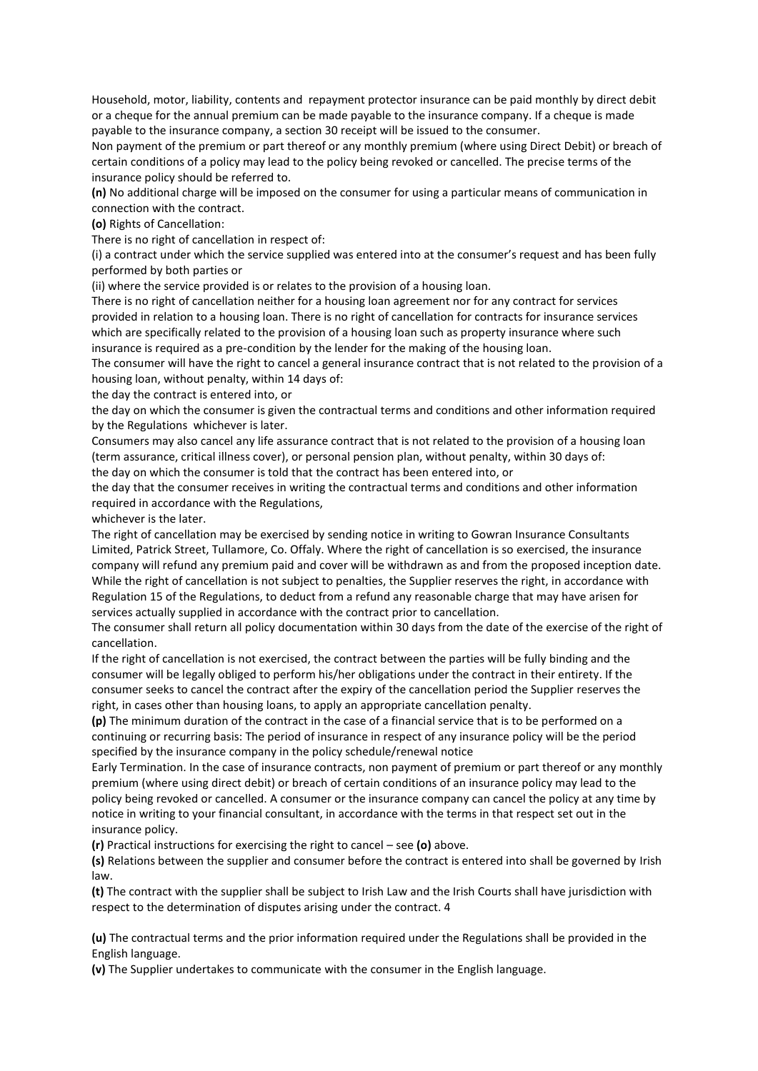Household, motor, liability, contents and repayment protector insurance can be paid monthly by direct debit or a cheque for the annual premium can be made payable to the insurance company. If a cheque is made payable to the insurance company, a section 30 receipt will be issued to the consumer.

Non payment of the premium or part thereof or any monthly premium (where using Direct Debit) or breach of certain conditions of a policy may lead to the policy being revoked or cancelled. The precise terms of the insurance policy should be referred to.

**(n)** No additional charge will be imposed on the consumer for using a particular means of communication in connection with the contract.

**(o)** Rights of Cancellation:

There is no right of cancellation in respect of:

(i) a contract under which the service supplied was entered into at the consumer's request and has been fully performed by both parties or

(ii) where the service provided is or relates to the provision of a housing loan.

There is no right of cancellation neither for a housing loan agreement nor for any contract for services provided in relation to a housing loan. There is no right of cancellation for contracts for insurance services which are specifically related to the provision of a housing loan such as property insurance where such insurance is required as a pre-condition by the lender for the making of the housing loan.

The consumer will have the right to cancel a general insurance contract that is not related to the provision of a housing loan, without penalty, within 14 days of:

the day the contract is entered into, or

the day on which the consumer is given the contractual terms and conditions and other information required by the Regulations whichever is later.

Consumers may also cancel any life assurance contract that is not related to the provision of a housing loan (term assurance, critical illness cover), or personal pension plan, without penalty, within 30 days of:

the day on which the consumer is told that the contract has been entered into, or

the day that the consumer receives in writing the contractual terms and conditions and other information required in accordance with the Regulations,

whichever is the later.

The right of cancellation may be exercised by sending notice in writing to Gowran Insurance Consultants Limited, Patrick Street, Tullamore, Co. Offaly. Where the right of cancellation is so exercised, the insurance company will refund any premium paid and cover will be withdrawn as and from the proposed inception date. While the right of cancellation is not subject to penalties, the Supplier reserves the right, in accordance with Regulation 15 of the Regulations, to deduct from a refund any reasonable charge that may have arisen for services actually supplied in accordance with the contract prior to cancellation.

The consumer shall return all policy documentation within 30 days from the date of the exercise of the right of cancellation.

If the right of cancellation is not exercised, the contract between the parties will be fully binding and the consumer will be legally obliged to perform his/her obligations under the contract in their entirety. If the consumer seeks to cancel the contract after the expiry of the cancellation period the Supplier reserves the right, in cases other than housing loans, to apply an appropriate cancellation penalty.

**(p)** The minimum duration of the contract in the case of a financial service that is to be performed on a continuing or recurring basis: The period of insurance in respect of any insurance policy will be the period specified by the insurance company in the policy schedule/renewal notice

Early Termination. In the case of insurance contracts, non payment of premium or part thereof or any monthly premium (where using direct debit) or breach of certain conditions of an insurance policy may lead to the policy being revoked or cancelled. A consumer or the insurance company can cancel the policy at any time by notice in writing to your financial consultant, in accordance with the terms in that respect set out in the insurance policy.

**(r)** Practical instructions for exercising the right to cancel – see **(o)** above.

**(s)** Relations between the supplier and consumer before the contract is entered into shall be governed by Irish law.

**(t)** The contract with the supplier shall be subject to Irish Law and the Irish Courts shall have jurisdiction with respect to the determination of disputes arising under the contract. 4

**(u)** The contractual terms and the prior information required under the Regulations shall be provided in the English language.

**(v)** The Supplier undertakes to communicate with the consumer in the English language.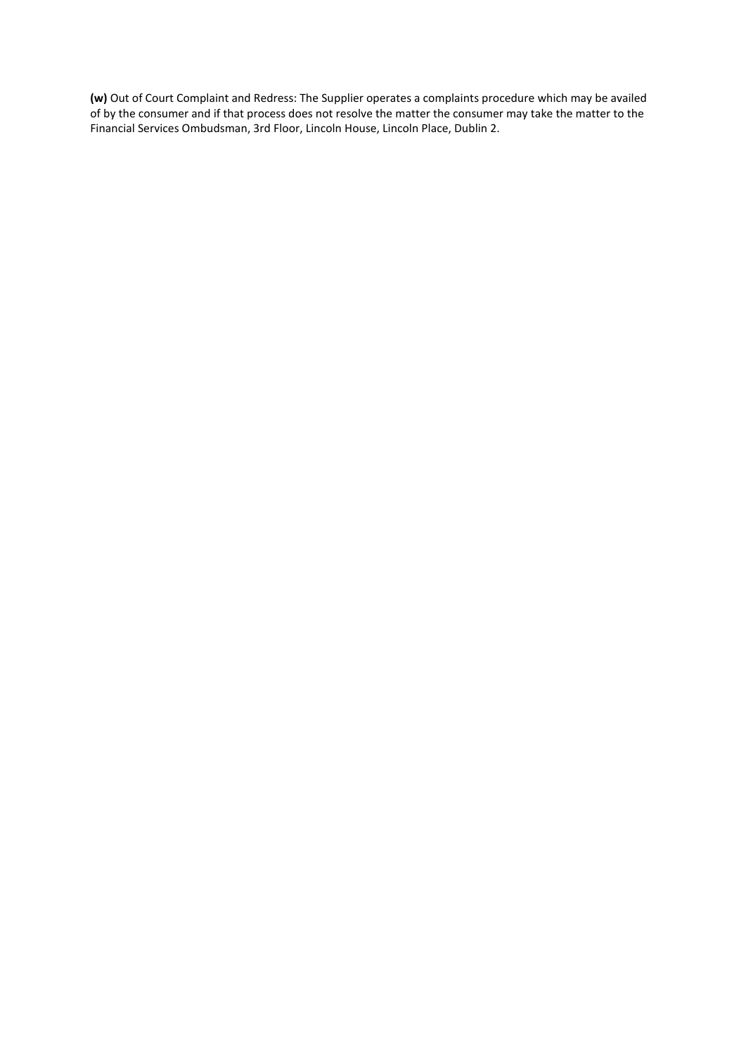**(w)** Out of Court Complaint and Redress: The Supplier operates a complaints procedure which may be availed of by the consumer and if that process does not resolve the matter the consumer may take the matter to the Financial Services Ombudsman, 3rd Floor, Lincoln House, Lincoln Place, Dublin 2.